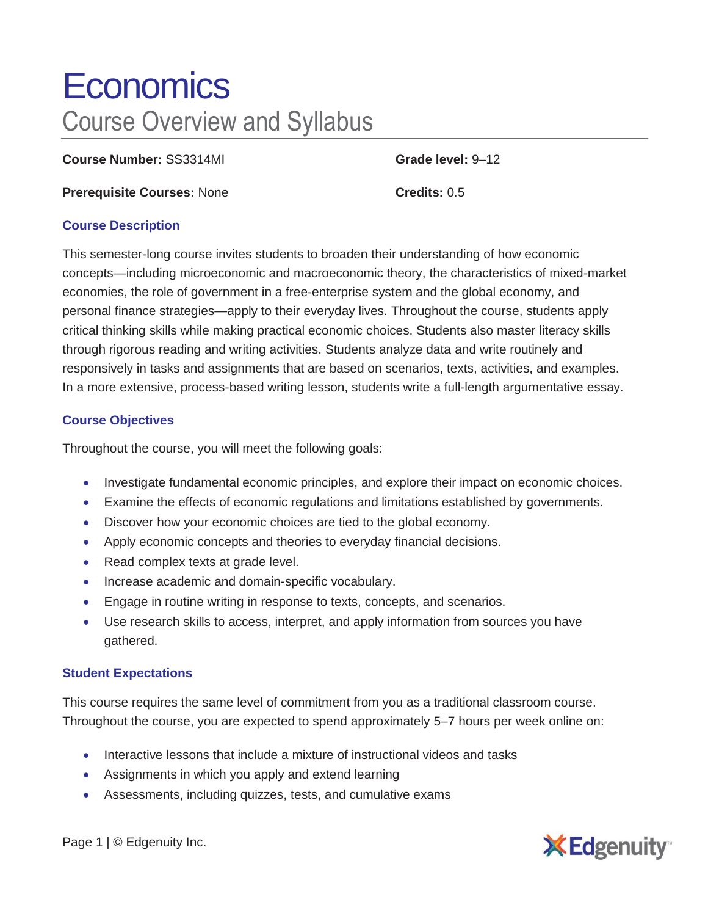# Economics

## Course Overview and Syllabus

**Course Number:** SS3314MI

**Grade level:** 9–12

**Prerequisite Courses:** None

**Credits:** 0.5

### Course Description

This semester-long course invites students to broaden their understanding of how economic concepts—including microeconomic and macroeconomic theory, the characteristics of mixed-market economies, the role of government in a free-enterprise system and the global economy, and personal finance strategies—apply to their everyday lives. Throughout the course, students apply critical thinking skills while making practical economic choices. Students also master literacy skills through rigorous reading and writing activities. Students analyze data and write routinely and responsively in tasks and assignments that are based on scenarios, texts, activities, and examples. In a more extensive, process-based writing lesson, students write a full-length argumentative essay.

### Course Objectives

Throughout the course, you will meet the following goals:

- Investigate fundamental economic principles, and explore their impact on economic choices.
- Examine the effects of economic regulations and limitations established by governments.
- Discover how your economic choices are tied to the global economy.
- Apply economic concepts and theories to everyday financial decisions.
- Read complex texts at grade level.
- Increase academic and domain-specific vocabulary.
- Engage in routine writing in response to texts, concepts, and scenarios.
- Use research skills to access, interpret, and apply information from sources you have gathered.

### Student Expectations

This course requires the same level of commitment from you as a traditional classroom course. Throughout the course, you are expected to spend approximately 5–7 hours per week online on:

- Interactive lessons that include a mixture of instructional videos and tasks
- Assignments in which you apply and extend learning
- Assessments, including quizzes, tests, and cumulative exams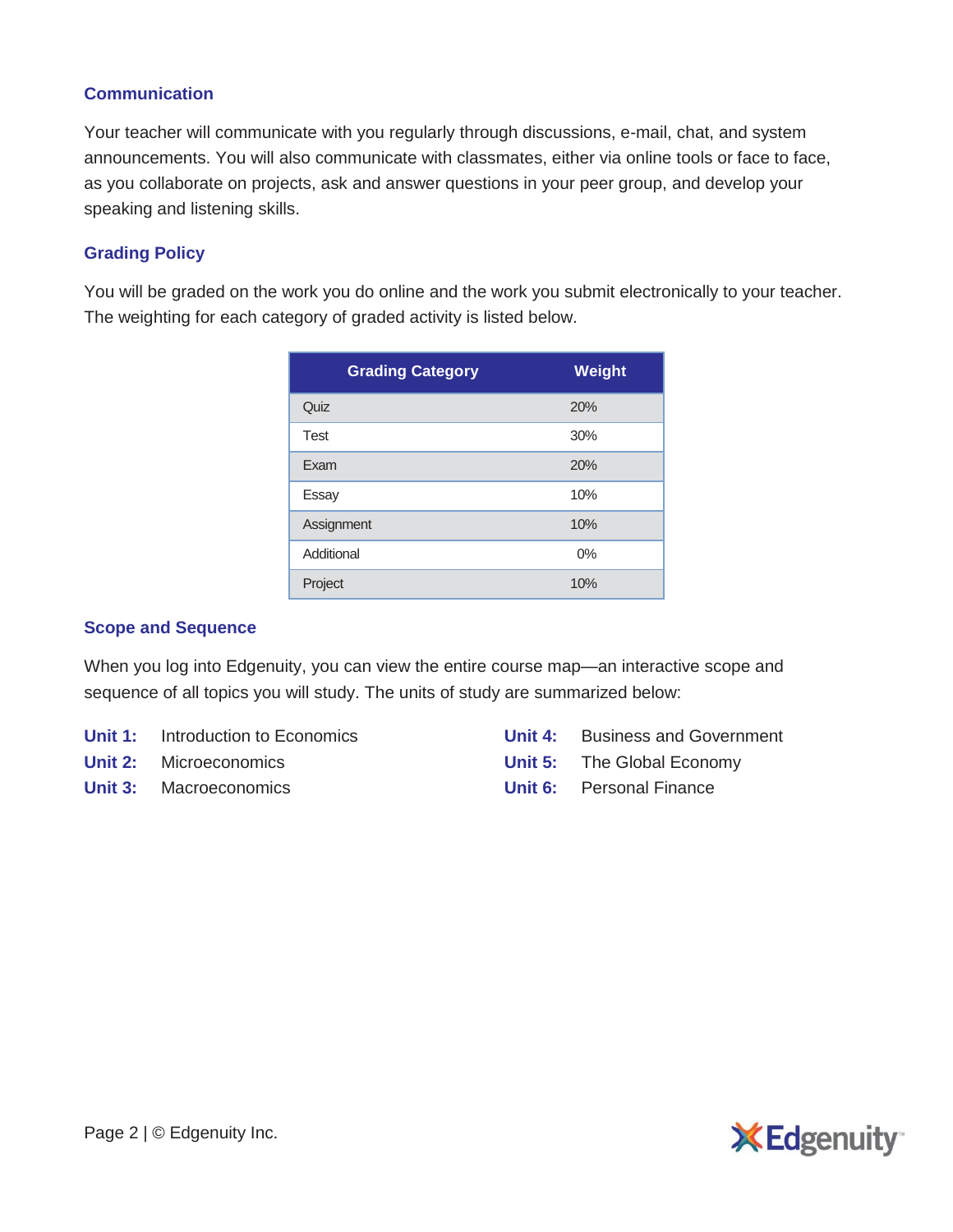### Communication

Your teacher will communicate with you regularly through discussions, e-mail, chat, and system announcements. You will also communicate with classmates, either via online tools or face to face, as you collaborate on projects, ask and answer questions in your peer group, and develop your speaking and listening skills.

### Grading Policy

You will be graded on the work you do online and the work you submit electronically to your teacher. The weighting for each category of graded activity is listed below.

| Grading Category | Weight |
|---|---|
| Quiz | 20% |
| Test | 30% |
| Exam | 20% |
| Essay | 10% |
| Assignment | 10% |
| Additional | 0% |
| Project | 10% |

### Scope and Sequence

When you log into Edgenuity, you can view the entire course map—an interactive scope and sequence of all topics you will study. The units of study are summarized below:

**Unit 1:** Introduction to Economics
**Unit 2:** Microeconomics
**Unit 3:** Macroeconomics
**Unit 4:** Business and Government
**Unit 5:** The Global Economy
**Unit 6:** Personal Finance